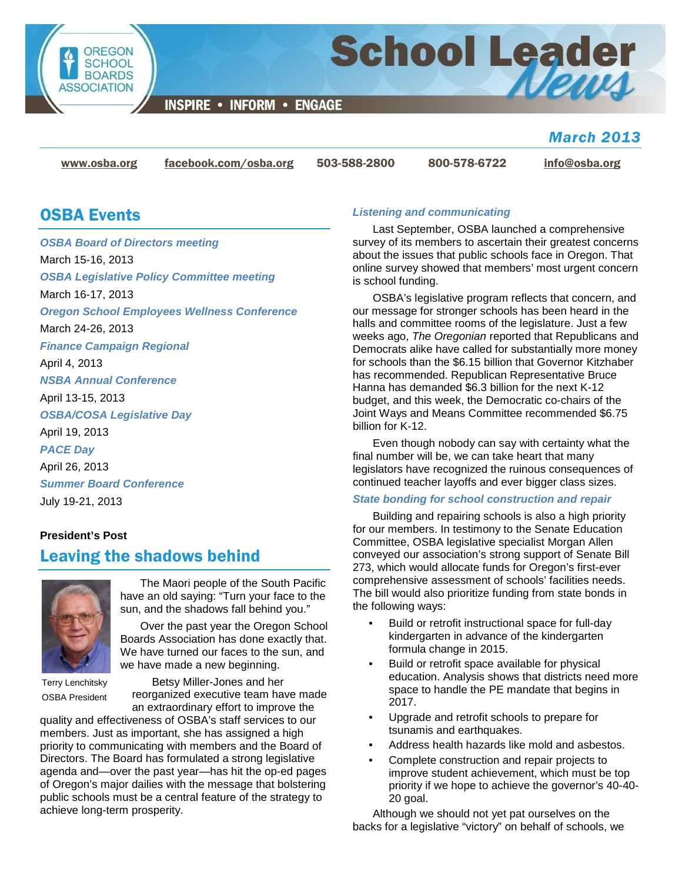# School Leader News

OREGON SCHOOL BOARDS ASSOCIATION

INSPIRE • INFORM • ENGAGE

*March 2013*

www.osba.org | facebook.com/osba.org | 503-588-2800 | 800-578-6722 | info@osba.org

## OSBA Events

***OSBA Board of Directors meeting***
March 15-16, 2013

***OSBA Legislative Policy Committee meeting***
March 16-17, 2013

***Oregon School Employees Wellness Conference***
March 24-26, 2013

***Finance Campaign Regional***
April 4, 2013

***NSBA Annual Conference***
April 13-15, 2013

***OSBA/COSA Legislative Day***
April 19, 2013

***PACE Day***
April 26, 2013

***Summer Board Conference***
July 19-21, 2013

**President's Post**

## Leaving the shadows behind

Terry Lenchitsky
OSBA President

The Maori people of the South Pacific have an old saying: "Turn your face to the sun, and the shadows fall behind you."

Over the past year the Oregon School Boards Association has done exactly that. We have turned our faces to the sun, and we have made a new beginning.

Betsy Miller-Jones and her reorganized executive team have made an extraordinary effort to improve the quality and effectiveness of OSBA's staff services to our members. Just as important, she has assigned a high priority to communicating with members and the Board of Directors. The Board has formulated a strong legislative agenda and—over the past year—has hit the op-ed pages of Oregon's major dailies with the message that bolstering public schools must be a central feature of the strategy to achieve long-term prosperity.

### *Listening and communicating*

Last September, OSBA launched a comprehensive survey of its members to ascertain their greatest concerns about the issues that public schools face in Oregon. That online survey showed that members' most urgent concern is school funding.

OSBA's legislative program reflects that concern, and our message for stronger schools has been heard in the halls and committee rooms of the legislature. Just a few weeks ago, *The Oregonian* reported that Republicans and Democrats alike have called for substantially more money for schools than the $6.15 billion that Governor Kitzhaber has recommended. Republican Representative Bruce Hanna has demanded $6.3 billion for the next K-12 budget, and this week, the Democratic co-chairs of the Joint Ways and Means Committee recommended $6.75 billion for K-12.

Even though nobody can say with certainty what the final number will be, we can take heart that many legislators have recognized the ruinous consequences of continued teacher layoffs and ever bigger class sizes.

### *State bonding for school construction and repair*

Building and repairing schools is also a high priority for our members. In testimony to the Senate Education Committee, OSBA legislative specialist Morgan Allen conveyed our association's strong support of Senate Bill 273, which would allocate funds for Oregon's first-ever comprehensive assessment of schools' facilities needs. The bill would also prioritize funding from state bonds in the following ways:

- Build or retrofit instructional space for full-day kindergarten in advance of the kindergarten formula change in 2015.
- Build or retrofit space available for physical education. Analysis shows that districts need more space to handle the PE mandate that begins in 2017.
- Upgrade and retrofit schools to prepare for tsunamis and earthquakes.
- Address health hazards like mold and asbestos.
- Complete construction and repair projects to improve student achievement, which must be top priority if we hope to achieve the governor's 40-40-20 goal.

Although we should not yet pat ourselves on the backs for a legislative "victory" on behalf of schools, we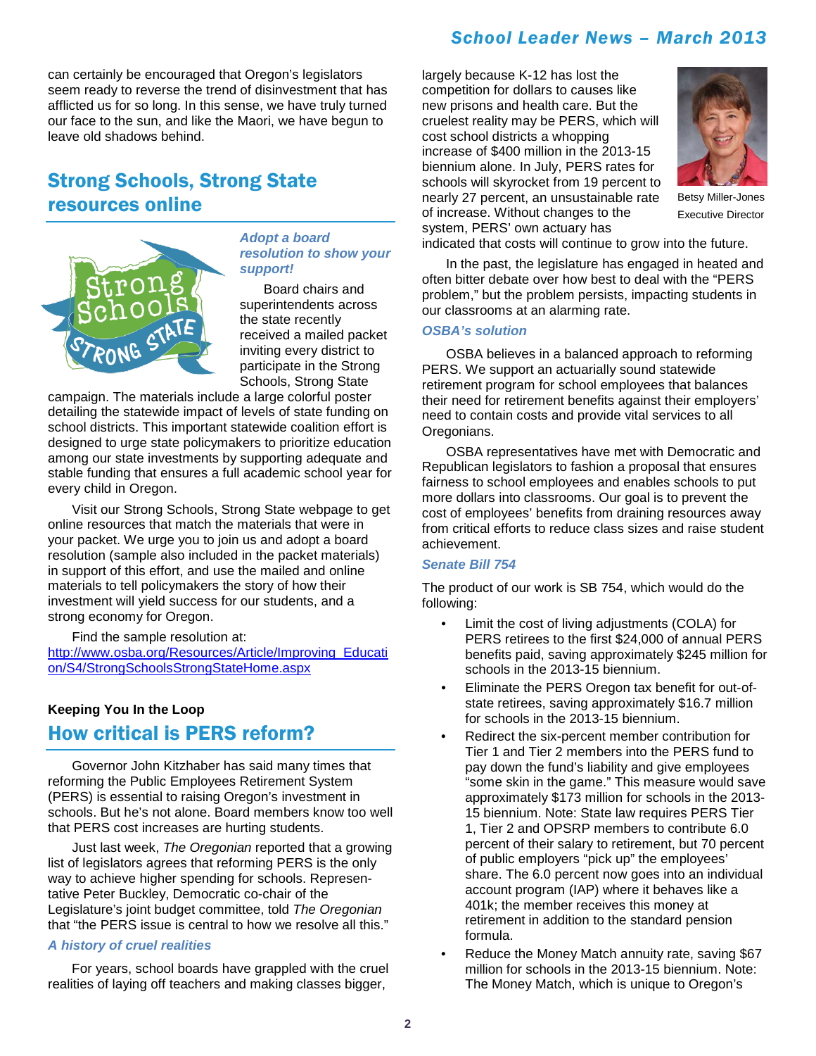can certainly be encouraged that Oregon's legislators seem ready to reverse the trend of disinvestment that has afflicted us for so long. In this sense, we have truly turned our face to the sun, and like the Maori, we have begun to leave old shadows behind.

## Strong Schools, Strong State resources online

### *Adopt a board resolution to show your support!*

Board chairs and superintendents across the state recently received a mailed packet inviting every district to participate in the Strong Schools, Strong State campaign. The materials include a large colorful poster detailing the statewide impact of levels of state funding on school districts. This important statewide coalition effort is designed to urge state policymakers to prioritize education among our state investments by supporting adequate and stable funding that ensures a full academic school year for every child in Oregon.

Visit our Strong Schools, Strong State webpage to get online resources that match the materials that were in your packet. We urge you to join us and adopt a board resolution (sample also included in the packet materials) in support of this effort, and use the mailed and online materials to tell policymakers the story of how their investment will yield success for our students, and a strong economy for Oregon.

Find the sample resolution at: http://www.osba.org/Resources/Article/Improving_Education/S4/StrongSchoolsStrongStateHome.aspx

**Keeping You In the Loop**

## How critical is PERS reform?

Governor John Kitzhaber has said many times that reforming the Public Employees Retirement System (PERS) is essential to raising Oregon's investment in schools. But he's not alone. Board members know too well that PERS cost increases are hurting students.

Just last week, *The Oregonian* reported that a growing list of legislators agrees that reforming PERS is the only way to achieve higher spending for schools. Representative Peter Buckley, Democratic co-chair of the Legislature's joint budget committee, told *The Oregonian* that "the PERS issue is central to how we resolve all this."

### *A history of cruel realities*

For years, school boards have grappled with the cruel realities of laying off teachers and making classes bigger, largely because K-12 has lost the competition for dollars to causes like new prisons and health care. But the cruelest reality may be PERS, which will cost school districts a whopping increase of $400 million in the 2013-15 biennium alone. In July, PERS rates for schools will skyrocket from 19 percent to nearly 27 percent, an unsustainable rate of increase. Without changes to the system, PERS' own actuary has indicated that costs will continue to grow into the future.

Betsy Miller-Jones
Executive Director

In the past, the legislature has engaged in heated and often bitter debate over how best to deal with the "PERS problem," but the problem persists, impacting students in our classrooms at an alarming rate.

### *OSBA's solution*

OSBA believes in a balanced approach to reforming PERS. We support an actuarially sound statewide retirement program for school employees that balances their need for retirement benefits against their employers' need to contain costs and provide vital services to all Oregonians.

OSBA representatives have met with Democratic and Republican legislators to fashion a proposal that ensures fairness to school employees and enables schools to put more dollars into classrooms. Our goal is to prevent the cost of employees' benefits from draining resources away from critical efforts to reduce class sizes and raise student achievement.

### *Senate Bill 754*

The product of our work is SB 754, which would do the following:

- Limit the cost of living adjustments (COLA) for PERS retirees to the first $24,000 of annual PERS benefits paid, saving approximately $245 million for schools in the 2013-15 biennium.
- Eliminate the PERS Oregon tax benefit for out-of-state retirees, saving approximately $16.7 million for schools in the 2013-15 biennium.
- Redirect the six-percent member contribution for Tier 1 and Tier 2 members into the PERS fund to pay down the fund's liability and give employees "some skin in the game." This measure would save approximately $173 million for schools in the 2013-15 biennium. Note: State law requires PERS Tier 1, Tier 2 and OPSRP members to contribute 6.0 percent of their salary to retirement, but 70 percent of public employers "pick up" the employees' share. The 6.0 percent now goes into an individual account program (IAP) where it behaves like a 401k; the member receives this money at retirement in addition to the standard pension formula.
- Reduce the Money Match annuity rate, saving $67 million for schools in the 2013-15 biennium. Note: The Money Match, which is unique to Oregon's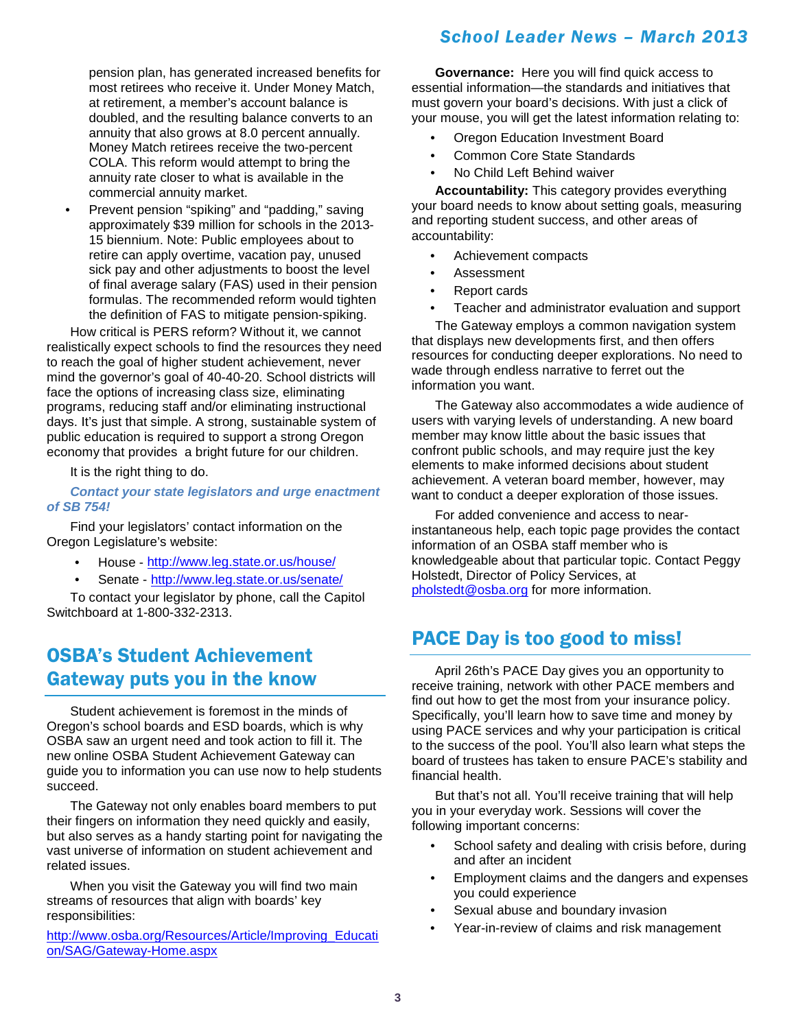pension plan, has generated increased benefits for most retirees who receive it. Under Money Match, at retirement, a member's account balance is doubled, and the resulting balance converts to an annuity that also grows at 8.0 percent annually. Money Match retirees receive the two-percent COLA. This reform would attempt to bring the annuity rate closer to what is available in the commercial annuity market.

- Prevent pension "spiking" and "padding," saving approximately $39 million for schools in the 2013-15 biennium. Note: Public employees about to retire can apply overtime, vacation pay, unused sick pay and other adjustments to boost the level of final average salary (FAS) used in their pension formulas. The recommended reform would tighten the definition of FAS to mitigate pension-spiking.

How critical is PERS reform? Without it, we cannot realistically expect schools to find the resources they need to reach the goal of higher student achievement, never mind the governor's goal of 40-40-20. School districts will face the options of increasing class size, eliminating programs, reducing staff and/or eliminating instructional days. It's just that simple. A strong, sustainable system of public education is required to support a strong Oregon economy that provides a bright future for our children.

It is the right thing to do.

***Contact your state legislators and urge enactment of SB 754!***

Find your legislators' contact information on the Oregon Legislature's website:

- House - http://www.leg.state.or.us/house/
- Senate - http://www.leg.state.or.us/senate/

To contact your legislator by phone, call the Capitol Switchboard at 1-800-332-2313.

## OSBA's Student Achievement Gateway puts you in the know

Student achievement is foremost in the minds of Oregon's school boards and ESD boards, which is why OSBA saw an urgent need and took action to fill it. The new online OSBA Student Achievement Gateway can guide you to information you can use now to help students succeed.

The Gateway not only enables board members to put their fingers on information they need quickly and easily, but also serves as a handy starting point for navigating the vast universe of information on student achievement and related issues.

When you visit the Gateway you will find two main streams of resources that align with boards' key responsibilities:

http://www.osba.org/Resources/Article/Improving_Education/SAG/Gateway-Home.aspx

**Governance:** Here you will find quick access to essential information—the standards and initiatives that must govern your board's decisions. With just a click of your mouse, you will get the latest information relating to:

- Oregon Education Investment Board
- Common Core State Standards
- No Child Left Behind waiver

**Accountability:** This category provides everything your board needs to know about setting goals, measuring and reporting student success, and other areas of accountability:

- Achievement compacts
- Assessment
- Report cards
- Teacher and administrator evaluation and support

The Gateway employs a common navigation system that displays new developments first, and then offers resources for conducting deeper explorations. No need to wade through endless narrative to ferret out the information you want.

The Gateway also accommodates a wide audience of users with varying levels of understanding. A new board member may know little about the basic issues that confront public schools, and may require just the key elements to make informed decisions about student achievement. A veteran board member, however, may want to conduct a deeper exploration of those issues.

For added convenience and access to near-instantaneous help, each topic page provides the contact information of an OSBA staff member who is knowledgeable about that particular topic. Contact Peggy Holstedt, Director of Policy Services, at pholstedt@osba.org for more information.

## PACE Day is too good to miss!

April 26th's PACE Day gives you an opportunity to receive training, network with other PACE members and find out how to get the most from your insurance policy. Specifically, you'll learn how to save time and money by using PACE services and why your participation is critical to the success of the pool. You'll also learn what steps the board of trustees has taken to ensure PACE's stability and financial health.

But that's not all. You'll receive training that will help you in your everyday work. Sessions will cover the following important concerns:

- School safety and dealing with crisis before, during and after an incident
- Employment claims and the dangers and expenses you could experience
- Sexual abuse and boundary invasion
- Year-in-review of claims and risk management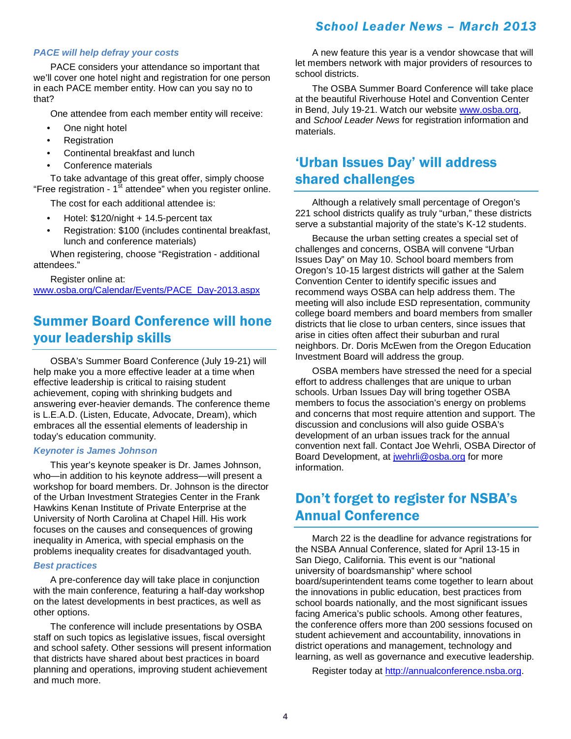### *PACE will help defray your costs*

PACE considers your attendance so important that we'll cover one hotel night and registration for one person in each PACE member entity. How can you say no to that?

One attendee from each member entity will receive:

- One night hotel
- Registration
- Continental breakfast and lunch
- Conference materials

To take advantage of this great offer, simply choose "Free registration - 1st attendee" when you register online.

The cost for each additional attendee is:

- Hotel: $120/night + 14.5-percent tax
- Registration: $100 (includes continental breakfast, lunch and conference materials)

When registering, choose "Registration - additional attendees."

Register online at: www.osba.org/Calendar/Events/PACE_Day-2013.aspx

## Summer Board Conference will hone your leadership skills

OSBA's Summer Board Conference (July 19-21) will help make you a more effective leader at a time when effective leadership is critical to raising student achievement, coping with shrinking budgets and answering ever-heavier demands. The conference theme is L.E.A.D. (Listen, Educate, Advocate, Dream), which embraces all the essential elements of leadership in today's education community.

### *Keynoter is James Johnson*

This year's keynote speaker is Dr. James Johnson, who—in addition to his keynote address—will present a workshop for board members. Dr. Johnson is the director of the Urban Investment Strategies Center in the Frank Hawkins Kenan Institute of Private Enterprise at the University of North Carolina at Chapel Hill. His work focuses on the causes and consequences of growing inequality in America, with special emphasis on the problems inequality creates for disadvantaged youth.

### *Best practices*

A pre-conference day will take place in conjunction with the main conference, featuring a half-day workshop on the latest developments in best practices, as well as other options.

The conference will include presentations by OSBA staff on such topics as legislative issues, fiscal oversight and school safety. Other sessions will present information that districts have shared about best practices in board planning and operations, improving student achievement and much more.

A new feature this year is a vendor showcase that will let members network with major providers of resources to school districts.

The OSBA Summer Board Conference will take place at the beautiful Riverhouse Hotel and Convention Center in Bend, July 19-21. Watch our website www.osba.org, and *School Leader News* for registration information and materials.

## 'Urban Issues Day' will address shared challenges

Although a relatively small percentage of Oregon's 221 school districts qualify as truly "urban," these districts serve a substantial majority of the state's K-12 students.

Because the urban setting creates a special set of challenges and concerns, OSBA will convene "Urban Issues Day" on May 10. School board members from Oregon's 10-15 largest districts will gather at the Salem Convention Center to identify specific issues and recommend ways OSBA can help address them. The meeting will also include ESD representation, community college board members and board members from smaller districts that lie close to urban centers, since issues that arise in cities often affect their suburban and rural neighbors. Dr. Doris McEwen from the Oregon Education Investment Board will address the group.

OSBA members have stressed the need for a special effort to address challenges that are unique to urban schools. Urban Issues Day will bring together OSBA members to focus the association's energy on problems and concerns that most require attention and support. The discussion and conclusions will also guide OSBA's development of an urban issues track for the annual convention next fall. Contact Joe Wehrli, OSBA Director of Board Development, at jwehrli@osba.org for more information.

## Don't forget to register for NSBA's Annual Conference

March 22 is the deadline for advance registrations for the NSBA Annual Conference, slated for April 13-15 in San Diego, California. This event is our "national university of boardsmanship" where school board/superintendent teams come together to learn about the innovations in public education, best practices from school boards nationally, and the most significant issues facing America's public schools. Among other features, the conference offers more than 200 sessions focused on student achievement and accountability, innovations in district operations and management, technology and learning, as well as governance and executive leadership.

Register today at http://annualconference.nsba.org.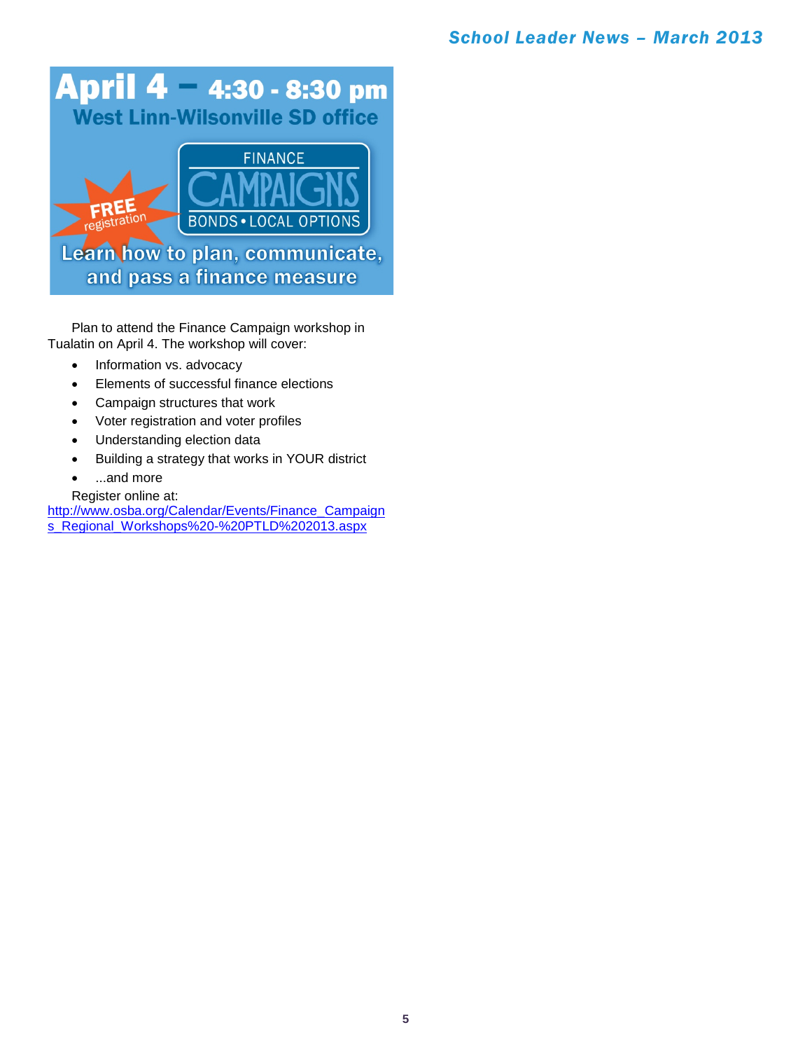**April 4 – 4:30 - 8:30 pm**

**West Linn-Wilsonville SD office**

FREE registration

FINANCE CAMPAIGNS

BONDS • LOCAL OPTIONS

**Learn how to plan, communicate, and pass a finance measure**

Plan to attend the Finance Campaign workshop in Tualatin on April 4. The workshop will cover:

- Information vs. advocacy
- Elements of successful finance elections
- Campaign structures that work
- Voter registration and voter profiles
- Understanding election data
- Building a strategy that works in YOUR district
- ...and more

Register online at:
http://www.osba.org/Calendar/Events/Finance_Campaigns_Regional_Workshops%20-%20PTLD%202013.aspx